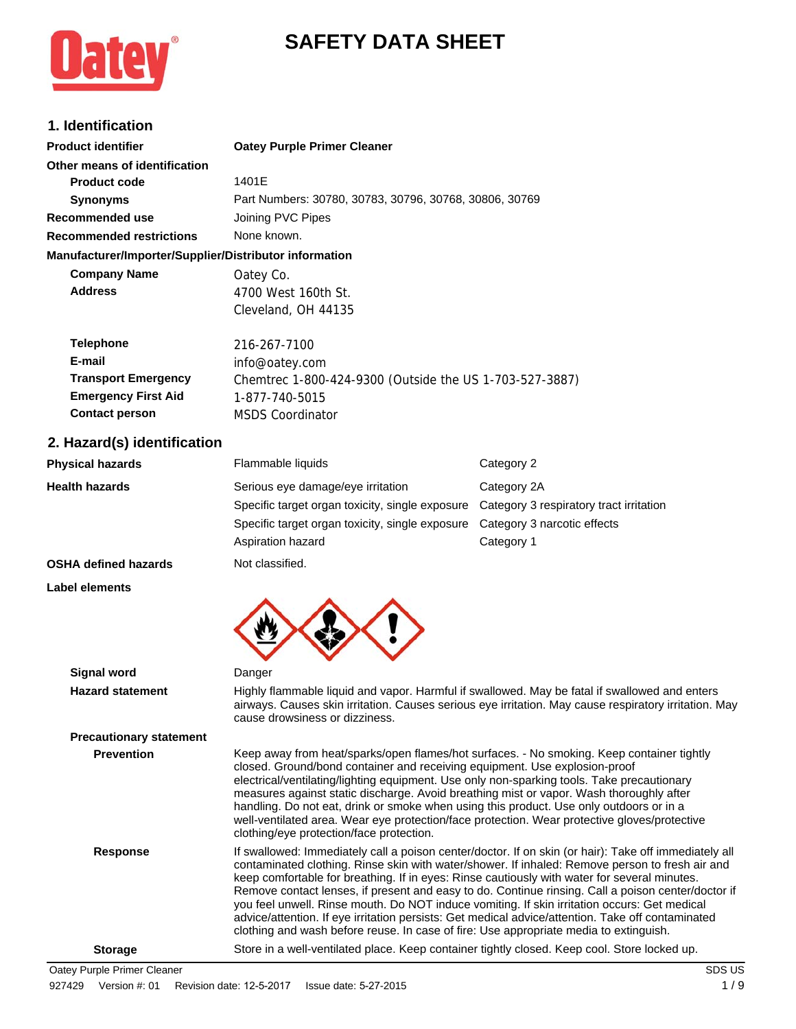# SAFETY DATA SHEET

## 1. Identification

| | |
|---|---|
| **Product identifier** | **Oatey Purple Primer Cleaner** |
| **Other means of identification** | |
| **Product code** | 1401E |
| **Synonyms** | Part Numbers: 30780, 30783, 30796, 30768, 30806, 30769 |
| **Recommended use** | Joining PVC Pipes |
| **Recommended restrictions** | None known. |

**Manufacturer/Importer/Supplier/Distributor information**

| | |
|---|---|
| **Company Name** | Oatey Co. |
| **Address** | 4700 West 160th St.<br>Cleveland, OH 44135 |
| **Telephone** | 216-267-7100 |
| **E-mail** | info@oatey.com |
| **Transport Emergency** | Chemtrec 1-800-424-9300 (Outside the US 1-703-527-3887) |
| **Emergency First Aid** | 1-877-740-5015 |
| **Contact person** | MSDS Coordinator |

## 2. Hazard(s) identification

| | | |
|---|---|---|
| **Physical hazards** | Flammable liquids | Category 2 |
| **Health hazards** | Serious eye damage/eye irritation | Category 2A |
| | Specific target organ toxicity, single exposure | Category 3 respiratory tract irritation |
| | Specific target organ toxicity, single exposure | Category 3 narcotic effects |
| | Aspiration hazard | Category 1 |
| **OSHA defined hazards** | Not classified. | |

**Label elements**

**Signal word** Danger

**Hazard statement** Highly flammable liquid and vapor. Harmful if swallowed. May be fatal if swallowed and enters airways. Causes skin irritation. Causes serious eye irritation. May cause respiratory irritation. May cause drowsiness or dizziness.

**Precautionary statement**

**Prevention** Keep away from heat/sparks/open flames/hot surfaces. - No smoking. Keep container tightly closed. Ground/bond container and receiving equipment. Use explosion-proof electrical/ventilating/lighting equipment. Use only non-sparking tools. Take precautionary measures against static discharge. Avoid breathing mist or vapor. Wash thoroughly after handling. Do not eat, drink or smoke when using this product. Use only outdoors or in a well-ventilated area. Wear eye protection/face protection. Wear protective gloves/protective clothing/eye protection/face protection.

**Response** If swallowed: Immediately call a poison center/doctor. If on skin (or hair): Take off immediately all contaminated clothing. Rinse skin with water/shower. If inhaled: Remove person to fresh air and keep comfortable for breathing. If in eyes: Rinse cautiously with water for several minutes. Remove contact lenses, if present and easy to do. Continue rinsing. Call a poison center/doctor if you feel unwell. Rinse mouth. Do NOT induce vomiting. If skin irritation occurs: Get medical advice/attention. If eye irritation persists: Get medical advice/attention. Take off contaminated clothing and wash before reuse. In case of fire: Use appropriate media to extinguish.

**Storage** Store in a well-ventilated place. Keep container tightly closed. Keep cool. Store locked up.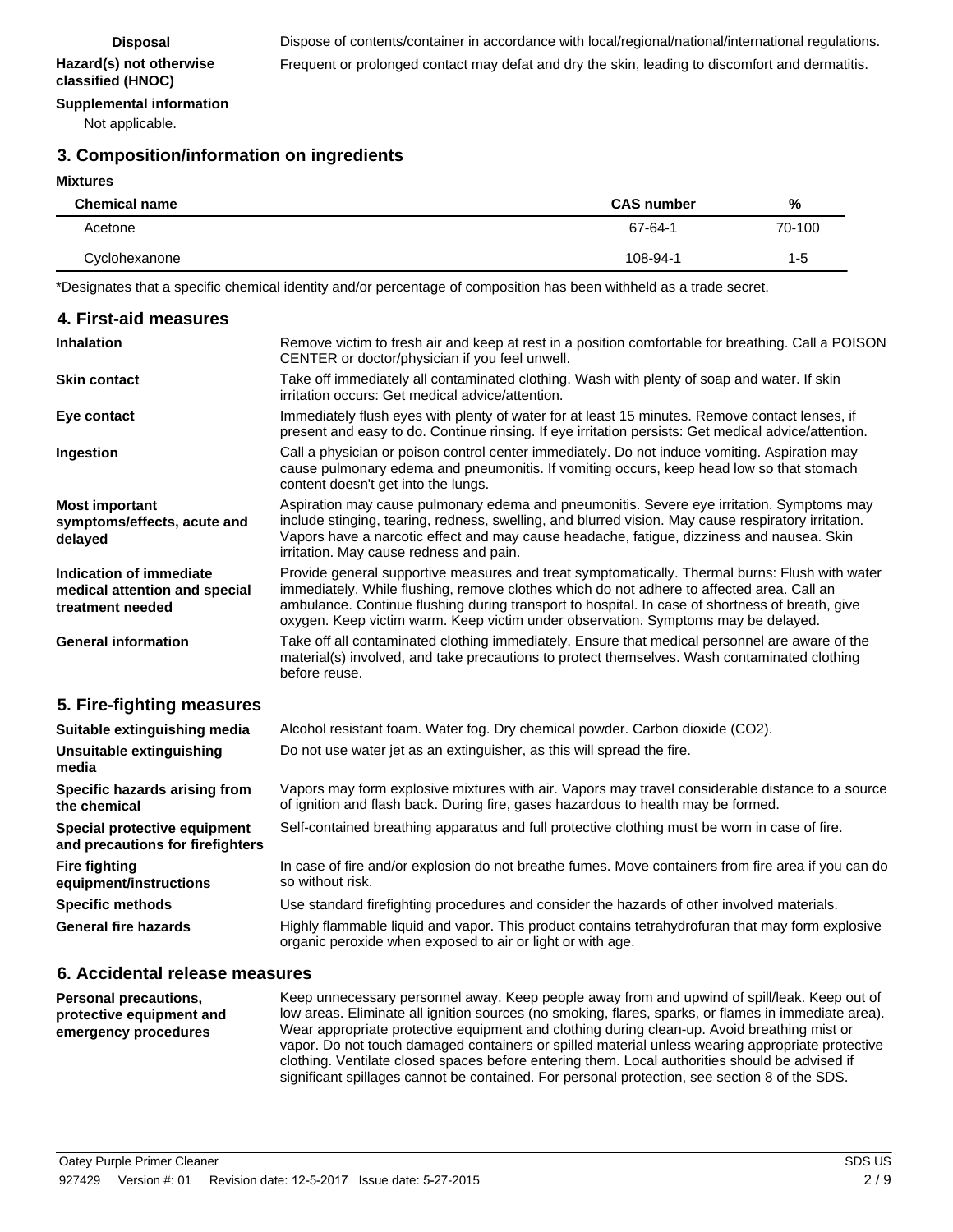**Disposal** Dispose of contents/container in accordance with local/regional/national/international regulations.

**Hazard(s) not otherwise classified (HNOC)** Frequent or prolonged contact may defat and dry the skin, leading to discomfort and dermatitis.

**Supplemental information**

Not applicable.

## 3. Composition/information on ingredients

**Mixtures**

| Chemical name | CAS number | % |
|---|---|---|
| Acetone | 67-64-1 | 70-100 |
| Cyclohexanone | 108-94-1 | 1-5 |

*Designates that a specific chemical identity and/or percentage of composition has been withheld as a trade secret.

## 4. First-aid measures

**Inhalation** Remove victim to fresh air and keep at rest in a position comfortable for breathing. Call a POISON CENTER or doctor/physician if you feel unwell.

**Skin contact** Take off immediately all contaminated clothing. Wash with plenty of soap and water. If skin irritation occurs: Get medical advice/attention.

**Eye contact** Immediately flush eyes with plenty of water for at least 15 minutes. Remove contact lenses, if present and easy to do. Continue rinsing. If eye irritation persists: Get medical advice/attention.

**Ingestion** Call a physician or poison control center immediately. Do not induce vomiting. Aspiration may cause pulmonary edema and pneumonitis. If vomiting occurs, keep head low so that stomach content doesn't get into the lungs.

**Most important symptoms/effects, acute and delayed** Aspiration may cause pulmonary edema and pneumonitis. Severe eye irritation. Symptoms may include stinging, tearing, redness, swelling, and blurred vision. May cause respiratory irritation. Vapors have a narcotic effect and may cause headache, fatigue, dizziness and nausea. Skin irritation. May cause redness and pain.

**Indication of immediate medical attention and special treatment needed** Provide general supportive measures and treat symptomatically. Thermal burns: Flush with water immediately. While flushing, remove clothes which do not adhere to affected area. Call an ambulance. Continue flushing during transport to hospital. In case of shortness of breath, give oxygen. Keep victim warm. Keep victim under observation. Symptoms may be delayed.

**General information** Take off all contaminated clothing immediately. Ensure that medical personnel are aware of the material(s) involved, and take precautions to protect themselves. Wash contaminated clothing before reuse.

## 5. Fire-fighting measures

**Suitable extinguishing media** Alcohol resistant foam. Water fog. Dry chemical powder. Carbon dioxide ($CO_2$).

**Unsuitable extinguishing media** Do not use water jet as an extinguisher, as this will spread the fire.

**Specific hazards arising from the chemical** Vapors may form explosive mixtures with air. Vapors may travel considerable distance to a source of ignition and flash back. During fire, gases hazardous to health may be formed.

**Special protective equipment and precautions for firefighters** Self-contained breathing apparatus and full protective clothing must be worn in case of fire.

**Fire fighting equipment/instructions** In case of fire and/or explosion do not breathe fumes. Move containers from fire area if you can do so without risk.

**Specific methods** Use standard firefighting procedures and consider the hazards of other involved materials.

**General fire hazards** Highly flammable liquid and vapor. This product contains tetrahydrofuran that may form explosive organic peroxide when exposed to air or light or with age.

## 6. Accidental release measures

**Personal precautions, protective equipment and emergency procedures** Keep unnecessary personnel away. Keep people away from and upwind of spill/leak. Keep out of low areas. Eliminate all ignition sources (no smoking, flares, sparks, or flames in immediate area). Wear appropriate protective equipment and clothing during clean-up. Avoid breathing mist or vapor. Do not touch damaged containers or spilled material unless wearing appropriate protective clothing. Ventilate closed spaces before entering them. Local authorities should be advised if significant spillages cannot be contained. For personal protection, see section 8 of the SDS.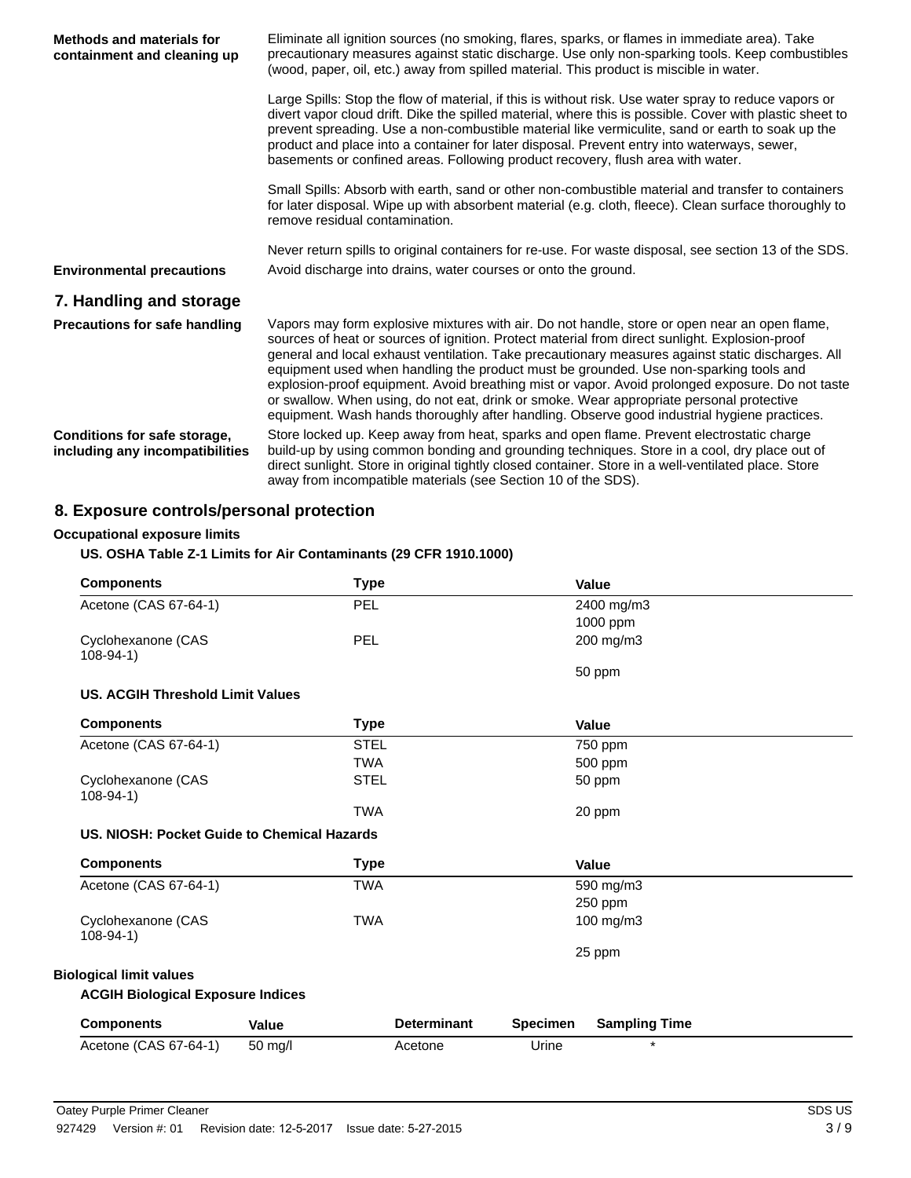**Methods and materials for containment and cleaning up**

Eliminate all ignition sources (no smoking, flares, sparks, or flames in immediate area). Take precautionary measures against static discharge. Use only non-sparking tools. Keep combustibles (wood, paper, oil, etc.) away from spilled material. This product is miscible in water.

Large Spills: Stop the flow of material, if this is without risk. Use water spray to reduce vapors or divert vapor cloud drift. Dike the spilled material, where this is possible. Cover with plastic sheet to prevent spreading. Use a non-combustible material like vermiculite, sand or earth to soak up the product and place into a container for later disposal. Prevent entry into waterways, sewer, basements or confined areas. Following product recovery, flush area with water.

Small Spills: Absorb with earth, sand or other non-combustible material and transfer to containers for later disposal. Wipe up with absorbent material (e.g. cloth, fleece). Clean surface thoroughly to remove residual contamination.

Never return spills to original containers for re-use. For waste disposal, see section 13 of the SDS.

**Environmental precautions**

Avoid discharge into drains, water courses or onto the ground.

## 7. Handling and storage

**Precautions for safe handling**

Vapors may form explosive mixtures with air. Do not handle, store or open near an open flame, sources of heat or sources of ignition. Protect material from direct sunlight. Explosion-proof general and local exhaust ventilation. Take precautionary measures against static discharges. All equipment used when handling the product must be grounded. Use non-sparking tools and explosion-proof equipment. Avoid breathing mist or vapor. Avoid prolonged exposure. Do not taste or swallow. When using, do not eat, drink or smoke. Wear appropriate personal protective equipment. Wash hands thoroughly after handling. Observe good industrial hygiene practices.

**Conditions for safe storage, including any incompatibilities**

Store locked up. Keep away from heat, sparks and open flame. Prevent electrostatic charge build-up by using common bonding and grounding techniques. Store in a cool, dry place out of direct sunlight. Store in original tightly closed container. Store in a well-ventilated place. Store away from incompatible materials (see Section 10 of the SDS).

## 8. Exposure controls/personal protection

**Occupational exposure limits**

**US. OSHA Table Z-1 Limits for Air Contaminants (29 CFR 1910.1000)**

| Components | Type | Value |
|---|---|---|
| Acetone (CAS 67-64-1) | PEL | 2400 mg/m3 |
| | | 1000 ppm |
| Cyclohexanone (CAS 108-94-1) | PEL | 200 mg/m3 |
| | | 50 ppm |

**US. ACGIH Threshold Limit Values**

| Components | Type | Value |
|---|---|---|
| Acetone (CAS 67-64-1) | STEL | 750 ppm |
| | TWA | 500 ppm |
| Cyclohexanone (CAS 108-94-1) | STEL | 50 ppm |
| | TWA | 20 ppm |

**US. NIOSH: Pocket Guide to Chemical Hazards**

| Components | Type | Value |
|---|---|---|
| Acetone (CAS 67-64-1) | TWA | 590 mg/m3 |
| | | 250 ppm |
| Cyclohexanone (CAS 108-94-1) | TWA | 100 mg/m3 |
| | | 25 ppm |

**Biological limit values**

**ACGIH Biological Exposure Indices**

| Components | Value | Determinant | Specimen | Sampling Time |
|---|---|---|---|---|
| Acetone (CAS 67-64-1) | 50 mg/l | Acetone | Urine | * |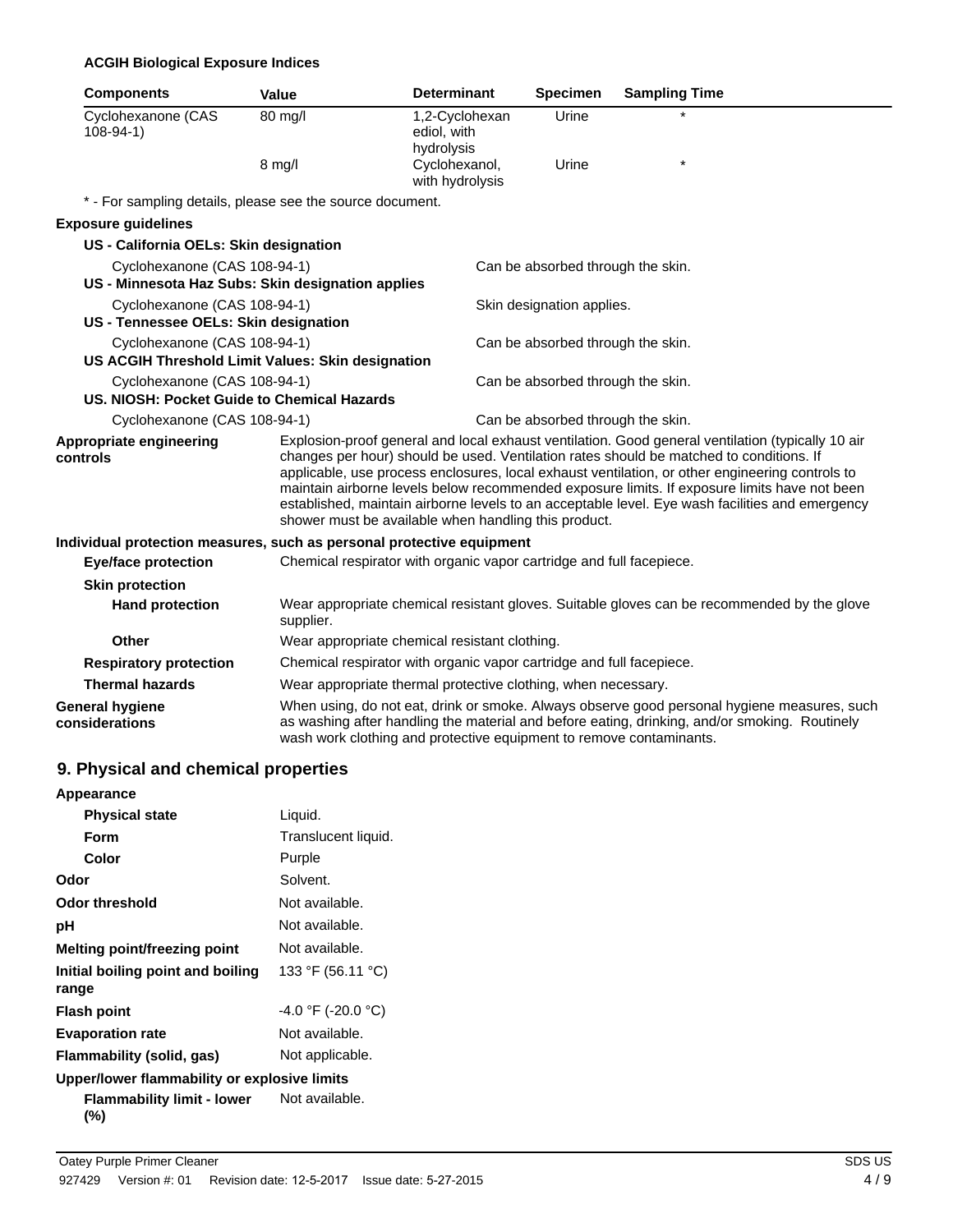**ACGIH Biological Exposure Indices**

| Components | Value | Determinant | Specimen | Sampling Time |
|---|---|---|---|---|
| Cyclohexanone (CAS 108-94-1) | 80 mg/l | 1,2-Cyclohexanediol, with hydrolysis | Urine | * |
| | 8 mg/l | Cyclohexanol, with hydrolysis | Urine | * |

\* - For sampling details, please see the source document.

**Exposure guidelines**

**US - California OELs: Skin designation**

| | |
|---|---|
| Cyclohexanone (CAS 108-94-1) | Can be absorbed through the skin. |

**US - Minnesota Haz Subs: Skin designation applies**

| | |
|---|---|
| Cyclohexanone (CAS 108-94-1) | Skin designation applies. |

**US - Tennessee OELs: Skin designation**

| | |
|---|---|
| Cyclohexanone (CAS 108-94-1) | Can be absorbed through the skin. |

**US ACGIH Threshold Limit Values: Skin designation**

| | |
|---|---|
| Cyclohexanone (CAS 108-94-1) | Can be absorbed through the skin. |

**US. NIOSH: Pocket Guide to Chemical Hazards**

| | |
|---|---|
| Cyclohexanone (CAS 108-94-1) | Can be absorbed through the skin. |

**Appropriate engineering controls**

Explosion-proof general and local exhaust ventilation. Good general ventilation (typically 10 air changes per hour) should be used. Ventilation rates should be matched to conditions. If applicable, use process enclosures, local exhaust ventilation, or other engineering controls to maintain airborne levels below recommended exposure limits. If exposure limits have not been established, maintain airborne levels to an acceptable level. Eye wash facilities and emergency shower must be available when handling this product.

**Individual protection measures, such as personal protective equipment**

**Eye/face protection**: Chemical respirator with organic vapor cartridge and full facepiece.

**Skin protection**

**Hand protection**: Wear appropriate chemical resistant gloves. Suitable gloves can be recommended by the glove supplier.

**Other**: Wear appropriate chemical resistant clothing.

**Respiratory protection**: Chemical respirator with organic vapor cartridge and full facepiece.

**Thermal hazards**: Wear appropriate thermal protective clothing, when necessary.

**General hygiene considerations**: When using, do not eat, drink or smoke. Always observe good personal hygiene measures, such as washing after handling the material and before eating, drinking, and/or smoking. Routinely wash work clothing and protective equipment to remove contaminants.

## 9. Physical and chemical properties

**Appearance**

| | |
|---|---|
| **Physical state** | Liquid. |
| **Form** | Translucent liquid. |
| **Color** | Purple |
| **Odor** | Solvent. |
| **Odor threshold** | Not available. |
| **pH** | Not available. |
| **Melting point/freezing point** | Not available. |
| **Initial boiling point and boiling range** | 133 °F (56.11 °C) |
| **Flash point** | -4.0 °F (-20.0 °C) |
| **Evaporation rate** | Not available. |
| **Flammability (solid, gas)** | Not applicable. |

**Upper/lower flammability or explosive limits**

| | |
|---|---|
| **Flammability limit - lower (%)** | Not available. |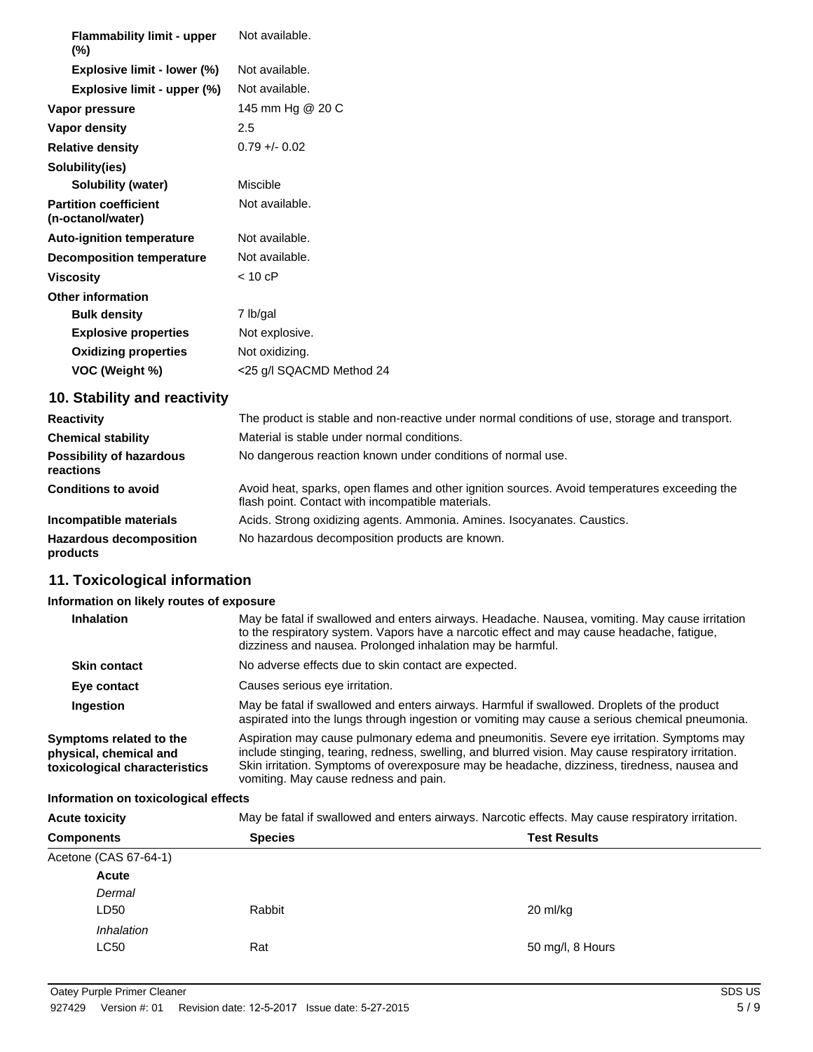| | |
|---|---|
| **Flammability limit - upper (%)** | Not available. |
| **Explosive limit - lower (%)** | Not available. |
| **Explosive limit - upper (%)** | Not available. |
| **Vapor pressure** | 145 mm Hg @ 20 C |
| **Vapor density** | 2.5 |
| **Relative density** | 0.79 +/- 0.02 |
| **Solubility(ies)** | |
| **Solubility (water)** | Miscible |
| **Partition coefficient (n-octanol/water)** | Not available. |
| **Auto-ignition temperature** | Not available. |
| **Decomposition temperature** | Not available. |
| **Viscosity** | < 10 cP |
| **Other information** | |
| **Bulk density** | 7 lb/gal |
| **Explosive properties** | Not explosive. |
| **Oxidizing properties** | Not oxidizing. |
| **VOC (Weight %)** | <25 g/l SQACMD Method 24 |

## 10. Stability and reactivity

| | |
|---|---|
| **Reactivity** | The product is stable and non-reactive under normal conditions of use, storage and transport. |
| **Chemical stability** | Material is stable under normal conditions. |
| **Possibility of hazardous reactions** | No dangerous reaction known under conditions of normal use. |
| **Conditions to avoid** | Avoid heat, sparks, open flames and other ignition sources. Avoid temperatures exceeding the flash point. Contact with incompatible materials. |
| **Incompatible materials** | Acids. Strong oxidizing agents. Ammonia. Amines. Isocyanates. Caustics. |
| **Hazardous decomposition products** | No hazardous decomposition products are known. |

## 11. Toxicological information

### Information on likely routes of exposure

| | |
|---|---|
| **Inhalation** | May be fatal if swallowed and enters airways. Headache. Nausea, vomiting. May cause irritation to the respiratory system. Vapors have a narcotic effect and may cause headache, fatigue, dizziness and nausea. Prolonged inhalation may be harmful. |
| **Skin contact** | No adverse effects due to skin contact are expected. |
| **Eye contact** | Causes serious eye irritation. |
| **Ingestion** | May be fatal if swallowed and enters airways. Harmful if swallowed. Droplets of the product aspirated into the lungs through ingestion or vomiting may cause a serious chemical pneumonia. |
| **Symptoms related to the physical, chemical and toxicological characteristics** | Aspiration may cause pulmonary edema and pneumonitis. Severe eye irritation. Symptoms may include stinging, tearing, redness, swelling, and blurred vision. May cause respiratory irritation. Skin irritation. Symptoms of overexposure may be headache, dizziness, tiredness, nausea and vomiting. May cause redness and pain. |

### Information on toxicological effects

**Acute toxicity** May be fatal if swallowed and enters airways. Narcotic effects. May cause respiratory irritation.

| Components | Species | Test Results |
|---|---|---|
| Acetone (CAS 67-64-1) | | |
| **Acute** | | |
| *Dermal* | | |
| LD50 | Rabbit | 20 ml/kg |
| *Inhalation* | | |
| LC50 | Rat | 50 mg/l, 8 Hours |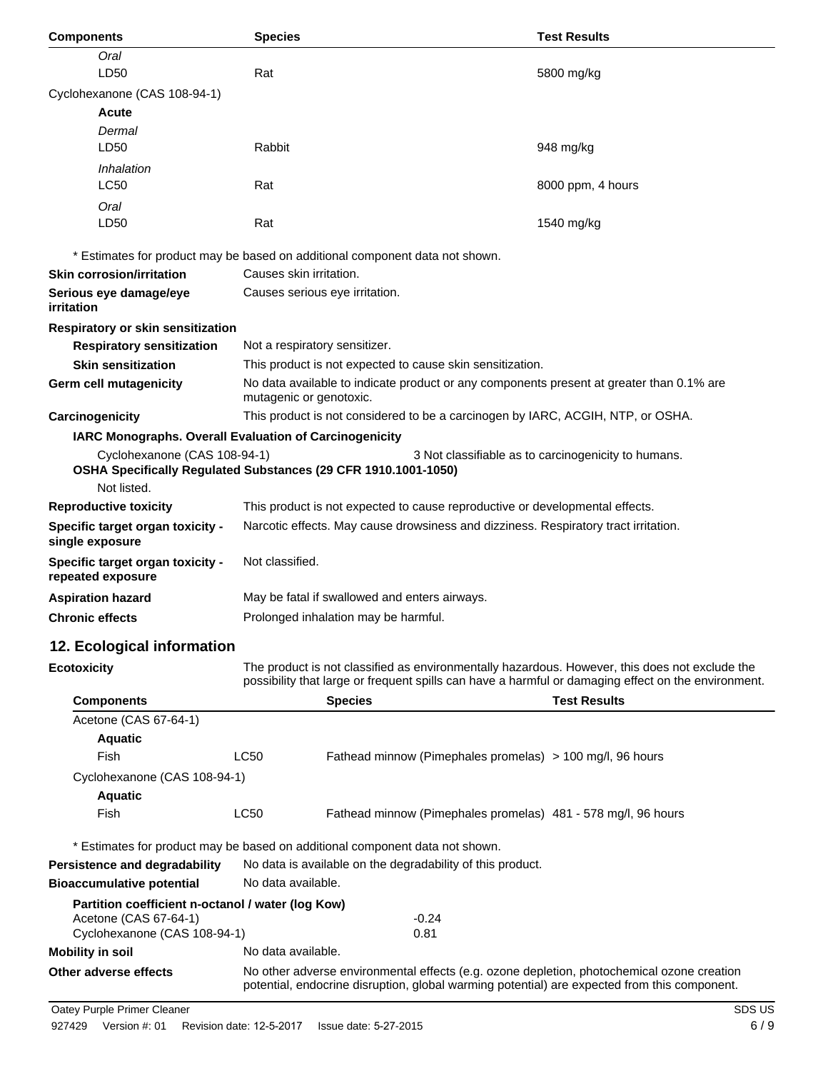| Components | Species | Test Results |
|---|---|---|
| *Oral* | | |
| LD50 | Rat | 5800 mg/kg |
| Cyclohexanone (CAS 108-94-1) | | |
| **Acute** | | |
| *Dermal* | | |
| LD50 | Rabbit | 948 mg/kg |
| *Inhalation* | | |
| LC50 | Rat | 8000 ppm, 4 hours |
| *Oral* | | |
| LD50 | Rat | 1540 mg/kg |

\* Estimates for product may be based on additional component data not shown.

**Skin corrosion/irritation** Causes skin irritation.

**Serious eye damage/eye irritation** Causes serious eye irritation.

**Respiratory or skin sensitization**

**Respiratory sensitization** Not a respiratory sensitizer.

**Skin sensitization** This product is not expected to cause skin sensitization.

**Germ cell mutagenicity** No data available to indicate product or any components present at greater than 0.1% are mutagenic or genotoxic.

**Carcinogenicity** This product is not considered to be a carcinogen by IARC, ACGIH, NTP, or OSHA.

**IARC Monographs. Overall Evaluation of Carcinogenicity**

Cyclohexanone (CAS 108-94-1) 3 Not classifiable as to carcinogenicity to humans.

**OSHA Specifically Regulated Substances (29 CFR 1910.1001-1050)**

Not listed.

**Reproductive toxicity** This product is not expected to cause reproductive or developmental effects.

**Specific target organ toxicity - single exposure** Narcotic effects. May cause drowsiness and dizziness. Respiratory tract irritation.

**Specific target organ toxicity - repeated exposure** Not classified.

**Aspiration hazard** May be fatal if swallowed and enters airways.

**Chronic effects** Prolonged inhalation may be harmful.

## 12. Ecological information

**Ecotoxicity** The product is not classified as environmentally hazardous. However, this does not exclude the possibility that large or frequent spills can have a harmful or damaging effect on the environment.

| Components | | Species | Test Results |
|---|---|---|---|
| Acetone (CAS 67-64-1) | | | |
| **Aquatic** | | | |
| Fish | LC50 | Fathead minnow (Pimephales promelas) | > 100 mg/l, 96 hours |
| Cyclohexanone (CAS 108-94-1) | | | |
| **Aquatic** | | | |
| Fish | LC50 | Fathead minnow (Pimephales promelas) | 481 - 578 mg/l, 96 hours |

\* Estimates for product may be based on additional component data not shown.

**Persistence and degradability** No data is available on the degradability of this product.

**Bioaccumulative potential** No data available.

**Partition coefficient n-octanol / water (log Kow)**

| | |
|---|---|
| Acetone (CAS 67-64-1) | -0.24 |
| Cyclohexanone (CAS 108-94-1) | 0.81 |

**Mobility in soil** No data available.

**Other adverse effects** No other adverse environmental effects (e.g. ozone depletion, photochemical ozone creation potential, endocrine disruption, global warming potential) are expected from this component.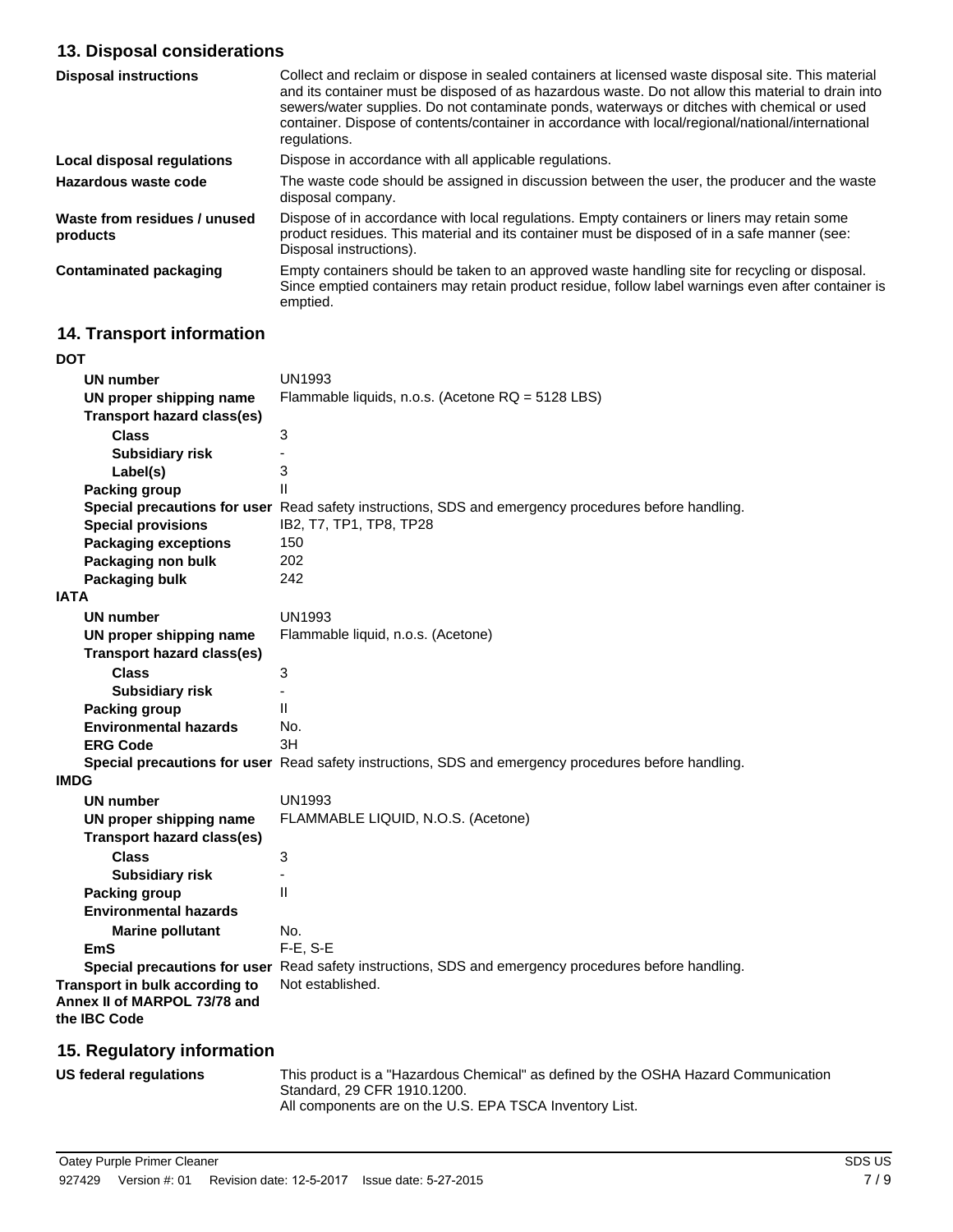## 13. Disposal considerations

| | |
|---|---|
| **Disposal instructions** | Collect and reclaim or dispose in sealed containers at licensed waste disposal site. This material and its container must be disposed of as hazardous waste. Do not allow this material to drain into sewers/water supplies. Do not contaminate ponds, waterways or ditches with chemical or used container. Dispose of contents/container in accordance with local/regional/national/international regulations. |
| **Local disposal regulations** | Dispose in accordance with all applicable regulations. |
| **Hazardous waste code** | The waste code should be assigned in discussion between the user, the producer and the waste disposal company. |
| **Waste from residues / unused products** | Dispose of in accordance with local regulations. Empty containers or liners may retain some product residues. This material and its container must be disposed of in a safe manner (see: Disposal instructions). |
| **Contaminated packaging** | Empty containers should be taken to an approved waste handling site for recycling or disposal. Since emptied containers may retain product residue, follow label warnings even after container is emptied. |

## 14. Transport information

**DOT**

| | |
|---|---|
| **UN number** | UN1993 |
| **UN proper shipping name** | Flammable liquids, n.o.s. (Acetone RQ = 5128 LBS) |
| **Transport hazard class(es)** | |
| **Class** | 3 |
| **Subsidiary risk** | - |
| **Label(s)** | 3 |
| **Packing group** | II |
| **Special precautions for user** | Read safety instructions, SDS and emergency procedures before handling. |
| **Special provisions** | IB2, T7, TP1, TP8, TP28 |
| **Packaging exceptions** | 150 |
| **Packaging non bulk** | 202 |
| **Packaging bulk** | 242 |

**IATA**

| | |
|---|---|
| **UN number** | UN1993 |
| **UN proper shipping name** | Flammable liquid, n.o.s. (Acetone) |
| **Transport hazard class(es)** | |
| **Class** | 3 |
| **Subsidiary risk** | - |
| **Packing group** | II |
| **Environmental hazards** | No. |
| **ERG Code** | 3H |
| **Special precautions for user** | Read safety instructions, SDS and emergency procedures before handling. |

**IMDG**

| | |
|---|---|
| **UN number** | UN1993 |
| **UN proper shipping name** | FLAMMABLE LIQUID, N.O.S. (Acetone) |
| **Transport hazard class(es)** | |
| **Class** | 3 |
| **Subsidiary risk** | - |
| **Packing group** | II |
| **Environmental hazards** | |
| **Marine pollutant** | No. |
| **EmS** | F-E, S-E |
| **Special precautions for user** | Read safety instructions, SDS and emergency procedures before handling. |
| **Transport in bulk according to Annex II of MARPOL 73/78 and the IBC Code** | Not established. |

## 15. Regulatory information

| | |
|---|---|
| **US federal regulations** | This product is a "Hazardous Chemical" as defined by the OSHA Hazard Communication Standard, 29 CFR 1910.1200.<br>All components are on the U.S. EPA TSCA Inventory List. |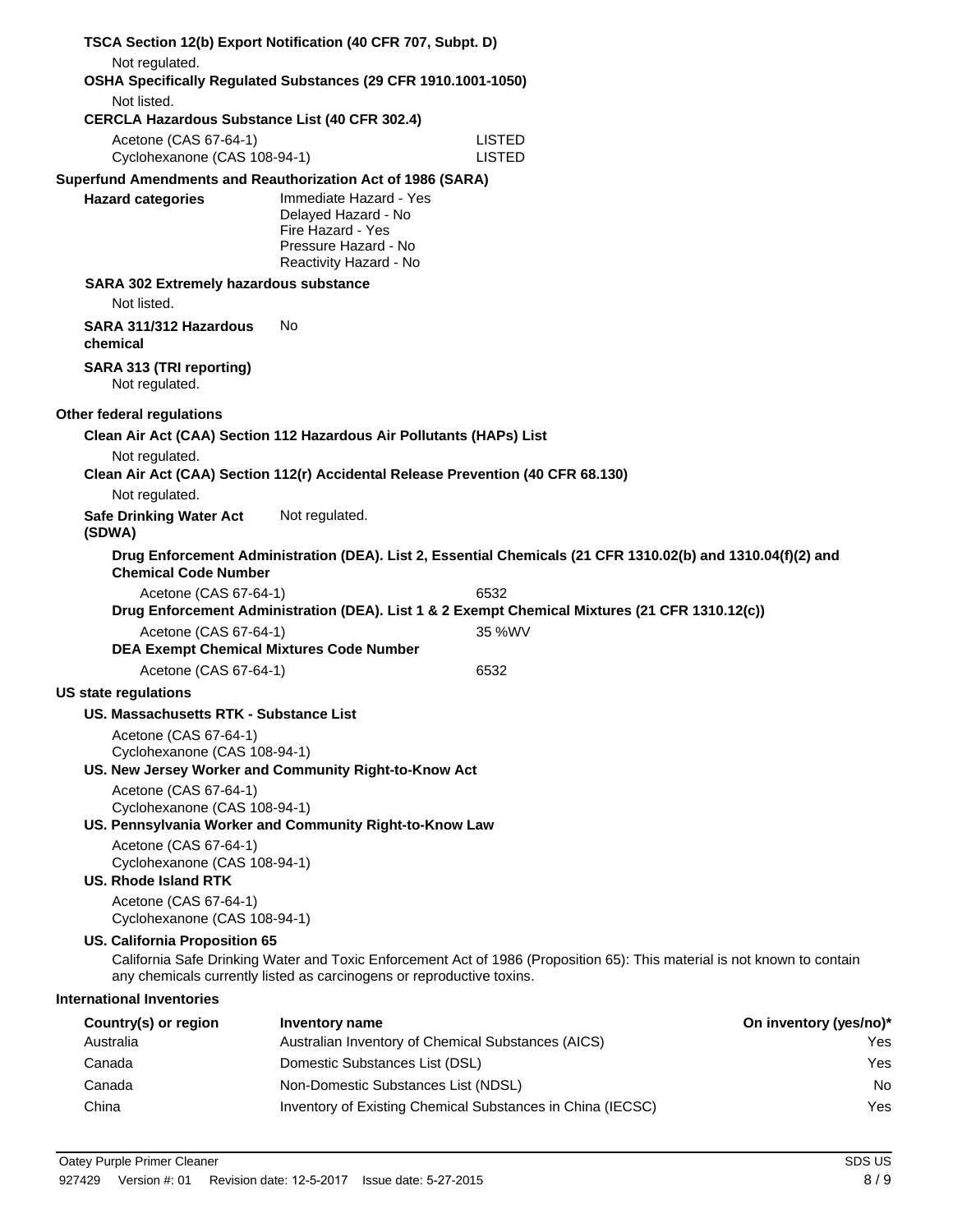**TSCA Section 12(b) Export Notification (40 CFR 707, Subpt. D)**

Not regulated.

**OSHA Specifically Regulated Substances (29 CFR 1910.1001-1050)**

Not listed.

**CERCLA Hazardous Substance List (40 CFR 302.4)**

| | |
|---|---|
| Acetone (CAS 67-64-1) | LISTED |
| Cyclohexanone (CAS 108-94-1) | LISTED |

**Superfund Amendments and Reauthorization Act of 1986 (SARA)**

**Hazard categories**
- Immediate Hazard - Yes
- Delayed Hazard - No
- Fire Hazard - Yes
- Pressure Hazard - No
- Reactivity Hazard - No

**SARA 302 Extremely hazardous substance**

Not listed.

**SARA 311/312 Hazardous chemical** No

**SARA 313 (TRI reporting)**

Not regulated.

**Other federal regulations**

**Clean Air Act (CAA) Section 112 Hazardous Air Pollutants (HAPs) List**

Not regulated.

**Clean Air Act (CAA) Section 112(r) Accidental Release Prevention (40 CFR 68.130)**

Not regulated.

**Safe Drinking Water Act (SDWA)** Not regulated.

**Drug Enforcement Administration (DEA). List 2, Essential Chemicals (21 CFR 1310.02(b) and 1310.04(f)(2) and Chemical Code Number**

| | |
|---|---|
| Acetone (CAS 67-64-1) | 6532 |

**Drug Enforcement Administration (DEA). List 1 & 2 Exempt Chemical Mixtures (21 CFR 1310.12(c))**

| | |
|---|---|
| Acetone (CAS 67-64-1) | 35 %WV |

**DEA Exempt Chemical Mixtures Code Number**

| | |
|---|---|
| Acetone (CAS 67-64-1) | 6532 |

**US state regulations**

**US. Massachusetts RTK - Substance List**

Acetone (CAS 67-64-1)
Cyclohexanone (CAS 108-94-1)

**US. New Jersey Worker and Community Right-to-Know Act**

Acetone (CAS 67-64-1)
Cyclohexanone (CAS 108-94-1)

**US. Pennsylvania Worker and Community Right-to-Know Law**

Acetone (CAS 67-64-1)
Cyclohexanone (CAS 108-94-1)

**US. Rhode Island RTK**

Acetone (CAS 67-64-1)
Cyclohexanone (CAS 108-94-1)

**US. California Proposition 65**

California Safe Drinking Water and Toxic Enforcement Act of 1986 (Proposition 65): This material is not known to contain any chemicals currently listed as carcinogens or reproductive toxins.

**International Inventories**

| Country(s) or region | Inventory name | On inventory (yes/no)* |
|---|---|---|
| Australia | Australian Inventory of Chemical Substances (AICS) | Yes |
| Canada | Domestic Substances List (DSL) | Yes |
| Canada | Non-Domestic Substances List (NDSL) | No |
| China | Inventory of Existing Chemical Substances in China (IECSC) | Yes |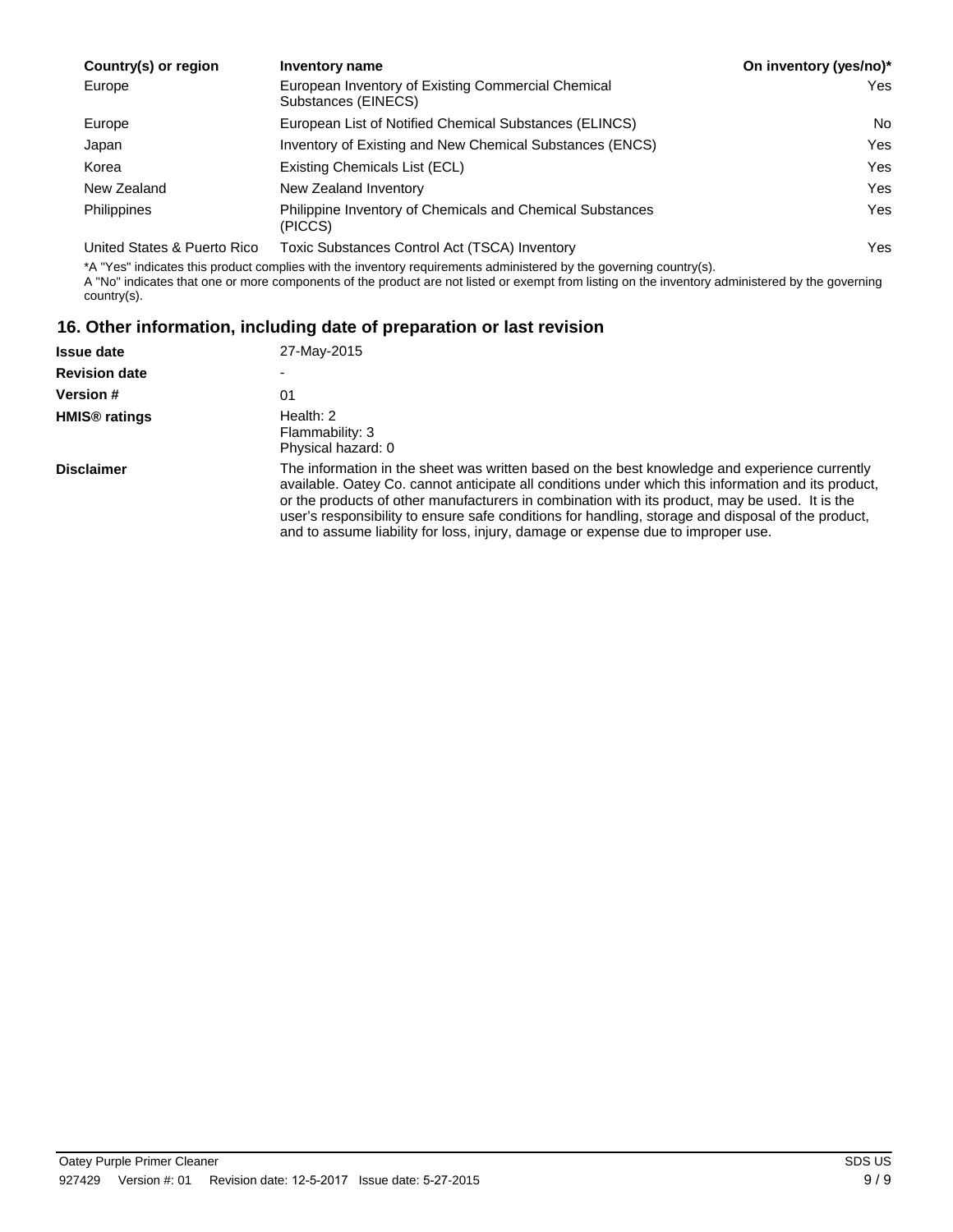| Country(s) or region | Inventory name | On inventory (yes/no)* |
| --- | --- | --- |
| Europe | European Inventory of Existing Commercial Chemical Substances (EINECS) | Yes |
| Europe | European List of Notified Chemical Substances (ELINCS) | No |
| Japan | Inventory of Existing and New Chemical Substances (ENCS) | Yes |
| Korea | Existing Chemicals List (ECL) | Yes |
| New Zealand | New Zealand Inventory | Yes |
| Philippines | Philippine Inventory of Chemicals and Chemical Substances (PICCS) | Yes |
| United States & Puerto Rico | Toxic Substances Control Act (TSCA) Inventory | Yes |

*A "Yes" indicates this product complies with the inventory requirements administered by the governing country(s).
A "No" indicates that one or more components of the product are not listed or exempt from listing on the inventory administered by the governing country(s).

## 16. Other information, including date of preparation or last revision

| | |
| --- | --- |
| **Issue date** | 27-May-2015 |
| **Revision date** | - |
| **Version #** | 01 |
| **HMIS® ratings** | Health: 2<br>Flammability: 3<br>Physical hazard: 0 |
| **Disclaimer** | The information in the sheet was written based on the best knowledge and experience currently available. Oatey Co. cannot anticipate all conditions under which this information and its product, or the products of other manufacturers in combination with its product, may be used. It is the user's responsibility to ensure safe conditions for handling, storage and disposal of the product, and to assume liability for loss, injury, damage or expense due to improper use. |